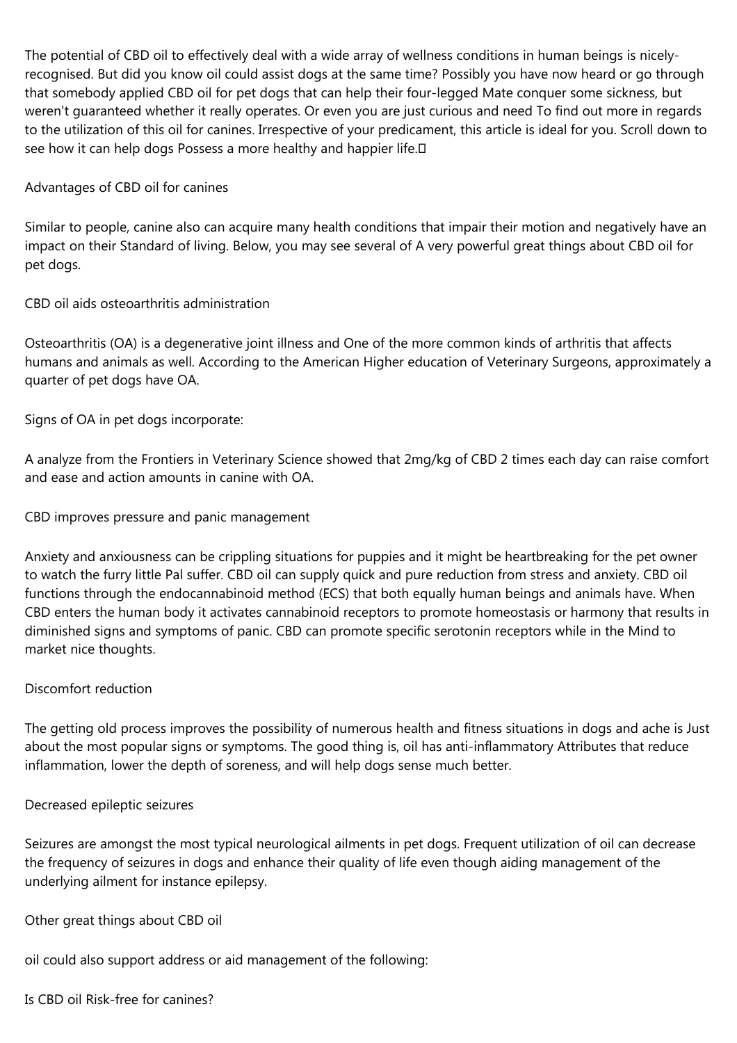The potential of CBD oil to effectively deal with a wide array of wellness conditions in human beings is nicely-recognised. But did you know oil could assist dogs at the same time? Possibly you have now heard or go through that somebody applied CBD oil for pet dogs that can help their four-legged Mate conquer some sickness, but weren't guaranteed whether it really operates. Or even you are just curious and need To find out more in regards to the utilization of this oil for canines. Irrespective of your predicament, this article is ideal for you. Scroll down to see how it can help dogs Possess a more healthy and happier life.

## Advantages of CBD oil for canines

Similar to people, canine also can acquire many health conditions that impair their motion and negatively have an impact on their Standard of living. Below, you may see several of A very powerful great things about CBD oil for pet dogs.

### CBD oil aids osteoarthritis administration

Osteoarthritis (OA) is a degenerative joint illness and One of the more common kinds of arthritis that affects humans and animals as well. According to the American Higher education of Veterinary Surgeons, approximately a quarter of pet dogs have OA.

Signs of OA in pet dogs incorporate:

A analyze from the Frontiers in Veterinary Science showed that 2mg/kg of CBD 2 times each day can raise comfort and ease and action amounts in canine with OA.

### CBD improves pressure and panic management

Anxiety and anxiousness can be crippling situations for puppies and it might be heartbreaking for the pet owner to watch the furry little Pal suffer. CBD oil can supply quick and pure reduction from stress and anxiety. CBD oil functions through the endocannabinoid method (ECS) that both equally human beings and animals have. When CBD enters the human body it activates cannabinoid receptors to promote homeostasis or harmony that results in diminished signs and symptoms of panic. CBD can promote specific serotonin receptors while in the Mind to market nice thoughts.

### Discomfort reduction

The getting old process improves the possibility of numerous health and fitness situations in dogs and ache is Just about the most popular signs or symptoms. The good thing is, oil has anti-inflammatory Attributes that reduce inflammation, lower the depth of soreness, and will help dogs sense much better.

### Decreased epileptic seizures

Seizures are amongst the most typical neurological ailments in pet dogs. Frequent utilization of oil can decrease the frequency of seizures in dogs and enhance their quality of life even though aiding management of the underlying ailment for instance epilepsy.

### Other great things about CBD oil

oil could also support address or aid management of the following:

## Is CBD oil Risk-free for canines?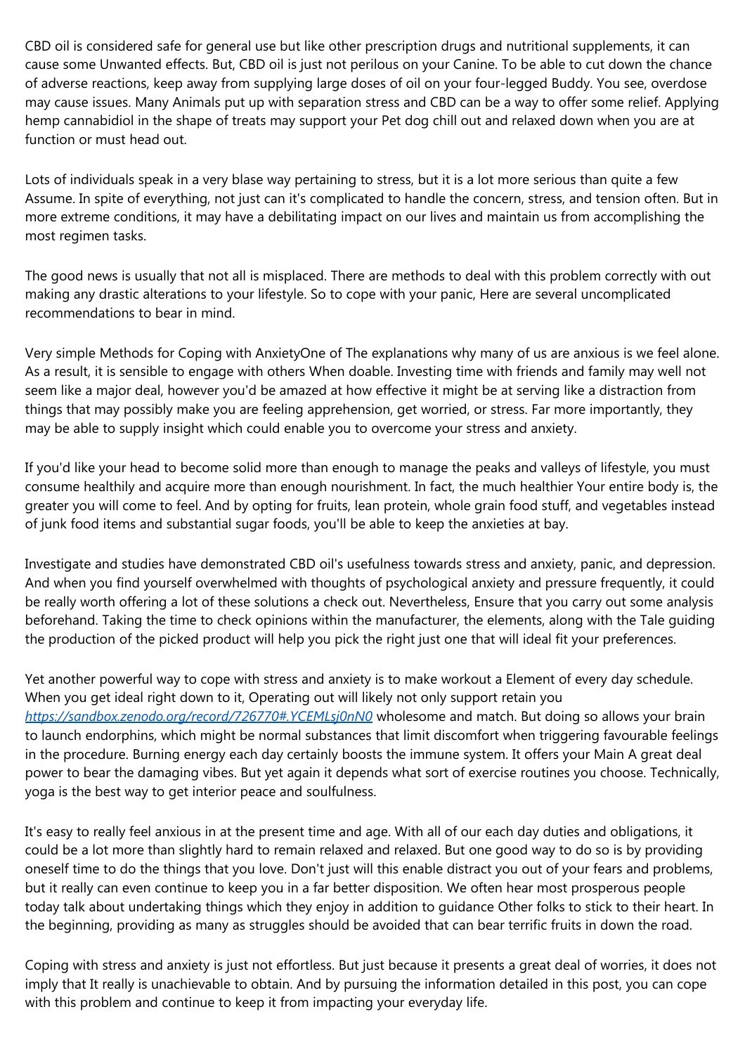CBD oil is considered safe for general use but like other prescription drugs and nutritional supplements, it can cause some Unwanted effects. But, CBD oil is just not perilous on your Canine. To be able to cut down the chance of adverse reactions, keep away from supplying large doses of oil on your four-legged Buddy. You see, overdose may cause issues. Many Animals put up with separation stress and CBD can be a way to offer some relief. Applying hemp cannabidiol in the shape of treats may support your Pet dog chill out and relaxed down when you are at function or must head out.

Lots of individuals speak in a very blase way pertaining to stress, but it is a lot more serious than quite a few Assume. In spite of everything, not just can it's complicated to handle the concern, stress, and tension often. But in more extreme conditions, it may have a debilitating impact on our lives and maintain us from accomplishing the most regimen tasks.

The good news is usually that not all is misplaced. There are methods to deal with this problem correctly with out making any drastic alterations to your lifestyle. So to cope with your panic, Here are several uncomplicated recommendations to bear in mind.

Very simple Methods for Coping with AnxietyOne of The explanations why many of us are anxious is we feel alone. As a result, it is sensible to engage with others When doable. Investing time with friends and family may well not seem like a major deal, however you'd be amazed at how effective it might be at serving like a distraction from things that may possibly make you are feeling apprehension, get worried, or stress. Far more importantly, they may be able to supply insight which could enable you to overcome your stress and anxiety.

If you'd like your head to become solid more than enough to manage the peaks and valleys of lifestyle, you must consume healthily and acquire more than enough nourishment. In fact, the much healthier Your entire body is, the greater you will come to feel. And by opting for fruits, lean protein, whole grain food stuff, and vegetables instead of junk food items and substantial sugar foods, you'll be able to keep the anxieties at bay.

Investigate and studies have demonstrated CBD oil's usefulness towards stress and anxiety, panic, and depression. And when you find yourself overwhelmed with thoughts of psychological anxiety and pressure frequently, it could be really worth offering a lot of these solutions a check out. Nevertheless, Ensure that you carry out some analysis beforehand. Taking the time to check opinions within the manufacturer, the elements, along with the Tale guiding the production of the picked product will help you pick the right just one that will ideal fit your preferences.

Yet another powerful way to cope with stress and anxiety is to make workout a Element of every day schedule. When you get ideal right down to it, Operating out will likely not only support retain you *https://sandbox.zenodo.org/record/726770#.YCEMLsj0nN0* wholesome and match. But doing so allows your brain to launch endorphins, which might be normal substances that limit discomfort when triggering favourable feelings in the procedure. Burning energy each day certainly boosts the immune system. It offers your Main A great deal power to bear the damaging vibes. But yet again it depends what sort of exercise routines you choose. Technically, yoga is the best way to get interior peace and soulfulness.

It's easy to really feel anxious in at the present time and age. With all of our each day duties and obligations, it could be a lot more than slightly hard to remain relaxed and relaxed. But one good way to do so is by providing oneself time to do the things that you love. Don't just will this enable distract you out of your fears and problems, but it really can even continue to keep you in a far better disposition. We often hear most prosperous people today talk about undertaking things which they enjoy in addition to guidance Other folks to stick to their heart. In the beginning, providing as many as struggles should be avoided that can bear terrific fruits in down the road.

Coping with stress and anxiety is just not effortless. But just because it presents a great deal of worries, it does not imply that It really is unachievable to obtain. And by pursuing the information detailed in this post, you can cope with this problem and continue to keep it from impacting your everyday life.